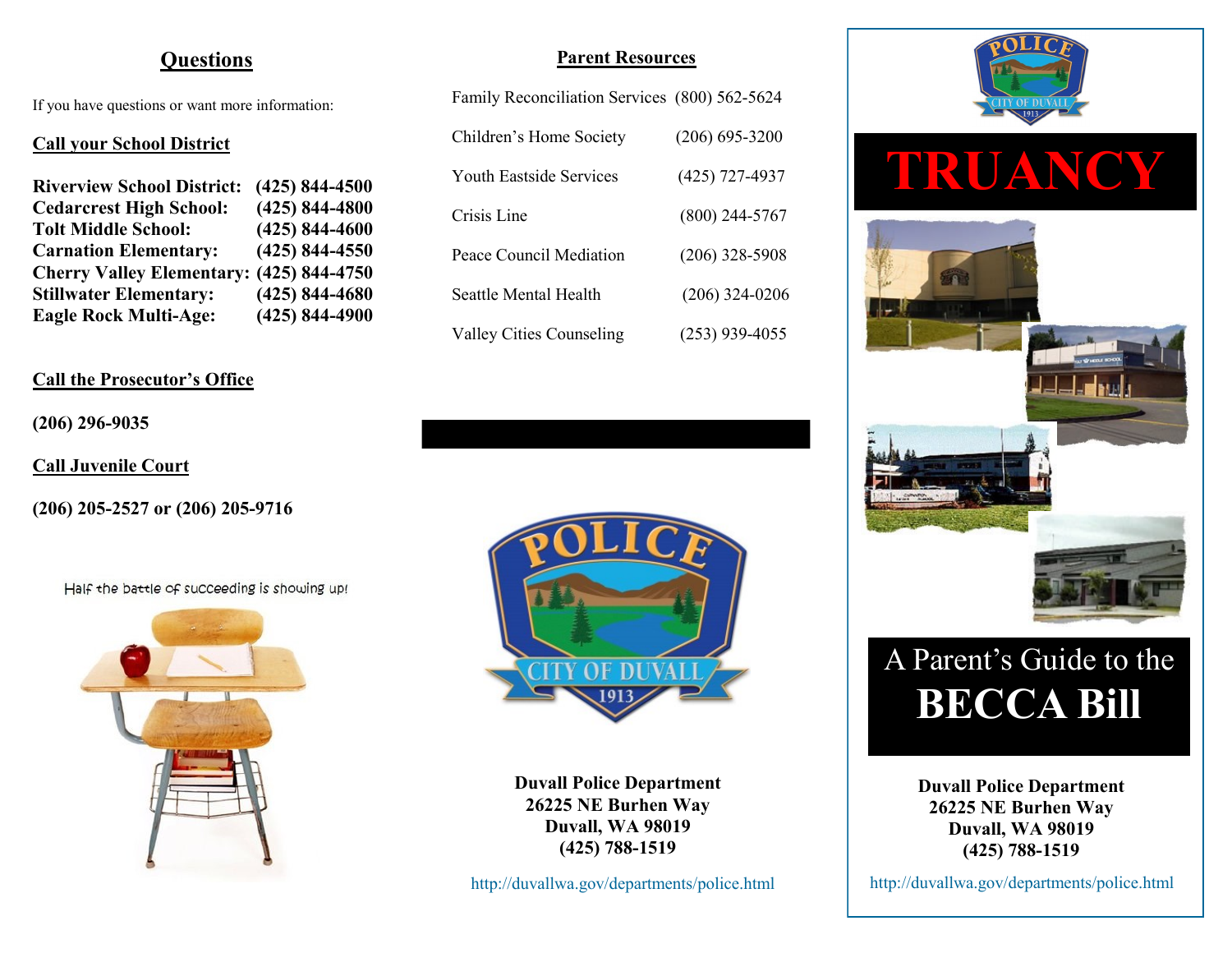## Questions

If you have questions or want more information:

**Call your School District**

| | |
|---|---|
| **Riverview School District:** | **(425) 844-4500** |
| **Cedarcrest High School:** | **(425) 844-4800** |
| **Tolt Middle School:** | **(425) 844-4600** |
| **Carnation Elementary:** | **(425) 844-4550** |
| **Cherry Valley Elementary:** | **(425) 844-4750** |
| **Stillwater Elementary:** | **(425) 844-4680** |
| **Eagle Rock Multi-Age:** | **(425) 844-4900** |

**Call the Prosecutor's Office**

**(206) 296-9035**

**Call Juvenile Court**

**(206) 205-2527 or (206) 205-9716**

Half the battle of succeeding is showing up!

## Parent Resources

| | |
|---|---|
| Family Reconciliation Services | (800) 562-5624 |
| Children's Home Society | (206) 695-3200 |
| Youth Eastside Services | (425) 727-4937 |
| Crisis Line | (800) 244-5767 |
| Peace Council Mediation | (206) 328-5908 |
| Seattle Mental Health | (206) 324-0206 |
| Valley Cities Counseling | (253) 939-4055 |

**Duvall Police Department**
**26225 NE Burhen Way**
**Duvall, WA 98019**
**(425) 788-1519**

http://duvallwa.gov/departments/police.html

# TRUANCY

## A Parent's Guide to the **BECCA Bill**

**Duvall Police Department**
**26225 NE Burhen Way**
**Duvall, WA 98019**
**(425) 788-1519**

http://duvallwa.gov/departments/police.html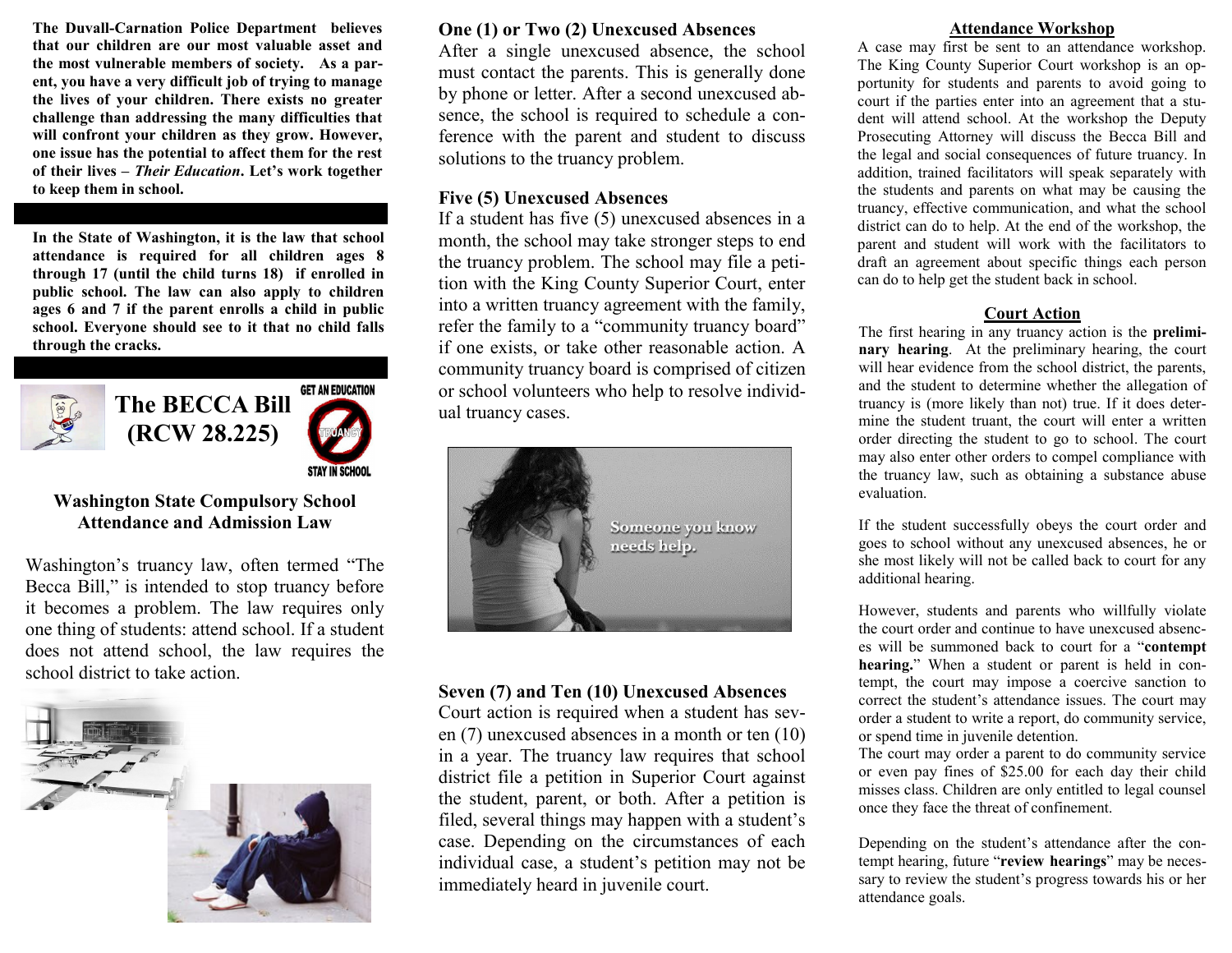**The Duvall-Carnation Police Department believes that our children are our most valuable asset and the most vulnerable members of society. As a parent, you have a very difficult job of trying to manage the lives of your children. There exists no greater challenge than addressing the many difficulties that will confront your children as they grow. However, one issue has the potential to affect them for the rest of their lives – *Their Education*. Let's work together to keep them in school.**

**In the State of Washington, it is the law that school attendance is required for all children ages 8 through 17 (until the child turns 18) if enrolled in public school. The law can also apply to children ages 6 and 7 if the parent enrolls a child in public school. Everyone should see to it that no child falls through the cracks.**

# The BECCA Bill (RCW 28.225)

GET AN EDUCATION

TRUANCY

STAY IN SCHOOL

## Washington State Compulsory School Attendance and Admission Law

Washington's truancy law, often termed "The Becca Bill," is intended to stop truancy before it becomes a problem. The law requires only one thing of students: attend school. If a student does not attend school, the law requires the school district to take action.

### One (1) or Two (2) Unexcused Absences

After a single unexcused absence, the school must contact the parents. This is generally done by phone or letter. After a second unexcused absence, the school is required to schedule a conference with the parent and student to discuss solutions to the truancy problem.

### Five (5) Unexcused Absences

If a student has five (5) unexcused absences in a month, the school may take stronger steps to end the truancy problem. The school may file a petition with the King County Superior Court, enter into a written truancy agreement with the family, refer the family to a "community truancy board" if one exists, or take other reasonable action. A community truancy board is comprised of citizen or school volunteers who help to resolve individual truancy cases.

Someone you know needs help.

### Seven (7) and Ten (10) Unexcused Absences

Court action is required when a student has seven (7) unexcused absences in a month or ten (10) in a year. The truancy law requires that school district file a petition in Superior Court against the student, parent, or both. After a petition is filed, several things may happen with a student's case. Depending on the circumstances of each individual case, a student's petition may not be immediately heard in juvenile court.

### Attendance Workshop

A case may first be sent to an attendance workshop. The King County Superior Court workshop is an opportunity for students and parents to avoid going to court if the parties enter into an agreement that a student will attend school. At the workshop the Deputy Prosecuting Attorney will discuss the Becca Bill and the legal and social consequences of future truancy. In addition, trained facilitators will speak separately with the students and parents on what may be causing the truancy, effective communication, and what the school district can do to help. At the end of the workshop, the parent and student will work with the facilitators to draft an agreement about specific things each person can do to help get the student back in school.

### Court Action

The first hearing in any truancy action is the **preliminary hearing**. At the preliminary hearing, the court will hear evidence from the school district, the parents, and the student to determine whether the allegation of truancy is (more likely than not) true. If it does determine the student truant, the court will enter a written order directing the student to go to school. The court may also enter other orders to compel compliance with the truancy law, such as obtaining a substance abuse evaluation.

If the student successfully obeys the court order and goes to school without any unexcused absences, he or she most likely will not be called back to court for any additional hearing.

However, students and parents who willfully violate the court order and continue to have unexcused absences will be summoned back to court for a "**contempt hearing.**" When a student or parent is held in contempt, the court may impose a coercive sanction to correct the student's attendance issues. The court may order a student to write a report, do community service, or spend time in juvenile detention.

The court may order a parent to do community service or even pay fines of $25.00 for each day their child misses class. Children are only entitled to legal counsel once they face the threat of confinement.

Depending on the student's attendance after the contempt hearing, future "**review hearings**" may be necessary to review the student's progress towards his or her attendance goals.